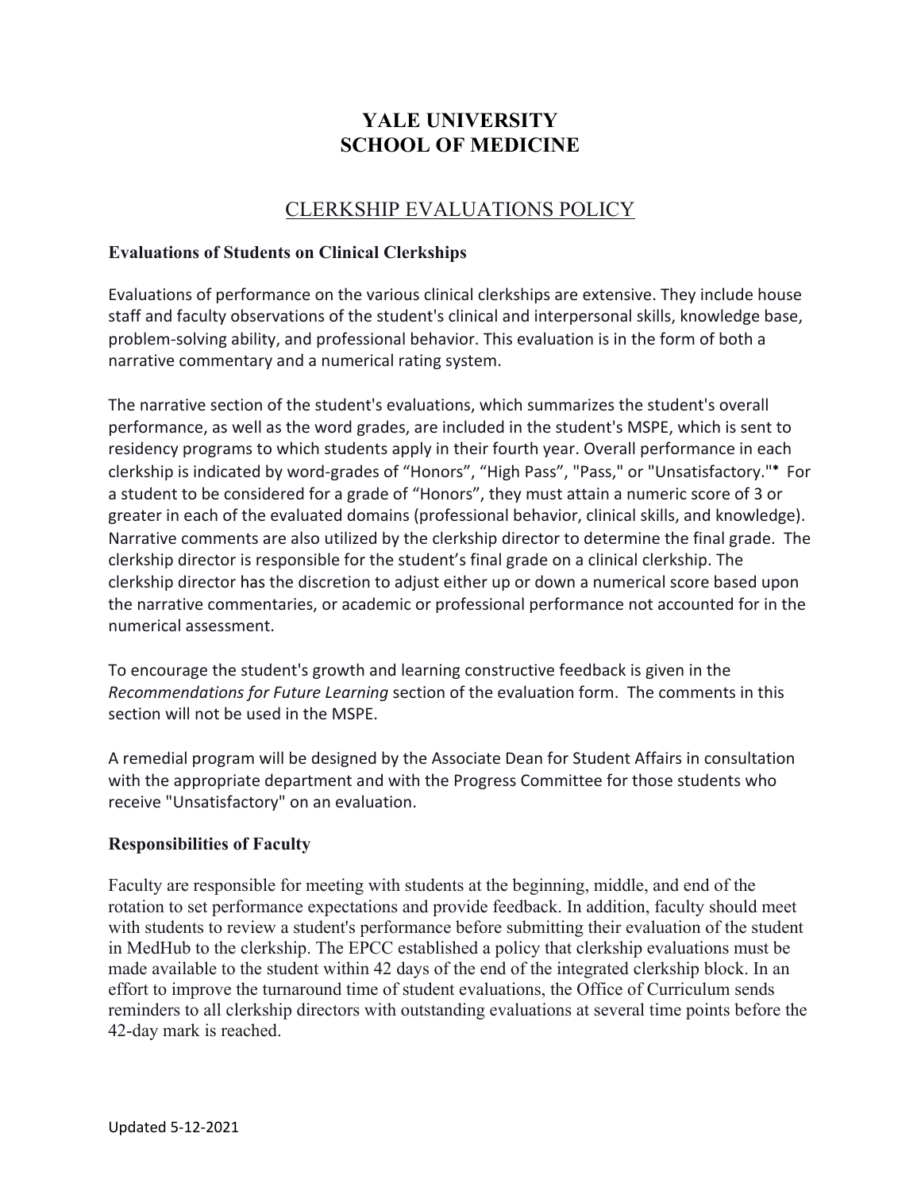# YALE UNIVERSITY
# SCHOOL OF MEDICINE

## CLERKSHIP EVALUATIONS POLICY

### Evaluations of Students on Clinical Clerkships

Evaluations of performance on the various clinical clerkships are extensive. They include house staff and faculty observations of the student's clinical and interpersonal skills, knowledge base, problem-solving ability, and professional behavior. This evaluation is in the form of both a narrative commentary and a numerical rating system.

The narrative section of the student's evaluations, which summarizes the student's overall performance, as well as the word grades, are included in the student's MSPE, which is sent to residency programs to which students apply in their fourth year. Overall performance in each clerkship is indicated by word-grades of "Honors", "High Pass", "Pass," or "Unsatisfactory."* For a student to be considered for a grade of "Honors", they must attain a numeric score of 3 or greater in each of the evaluated domains (professional behavior, clinical skills, and knowledge). Narrative comments are also utilized by the clerkship director to determine the final grade. The clerkship director is responsible for the student's final grade on a clinical clerkship. The clerkship director has the discretion to adjust either up or down a numerical score based upon the narrative commentaries, or academic or professional performance not accounted for in the numerical assessment.

To encourage the student's growth and learning constructive feedback is given in the *Recommendations for Future Learning* section of the evaluation form. The comments in this section will not be used in the MSPE.

A remedial program will be designed by the Associate Dean for Student Affairs in consultation with the appropriate department and with the Progress Committee for those students who receive "Unsatisfactory" on an evaluation.

### Responsibilities of Faculty

Faculty are responsible for meeting with students at the beginning, middle, and end of the rotation to set performance expectations and provide feedback. In addition, faculty should meet with students to review a student's performance before submitting their evaluation of the student in MedHub to the clerkship. The EPCC established a policy that clerkship evaluations must be made available to the student within 42 days of the end of the integrated clerkship block. In an effort to improve the turnaround time of student evaluations, the Office of Curriculum sends reminders to all clerkship directors with outstanding evaluations at several time points before the 42-day mark is reached.

Updated 5-12-2021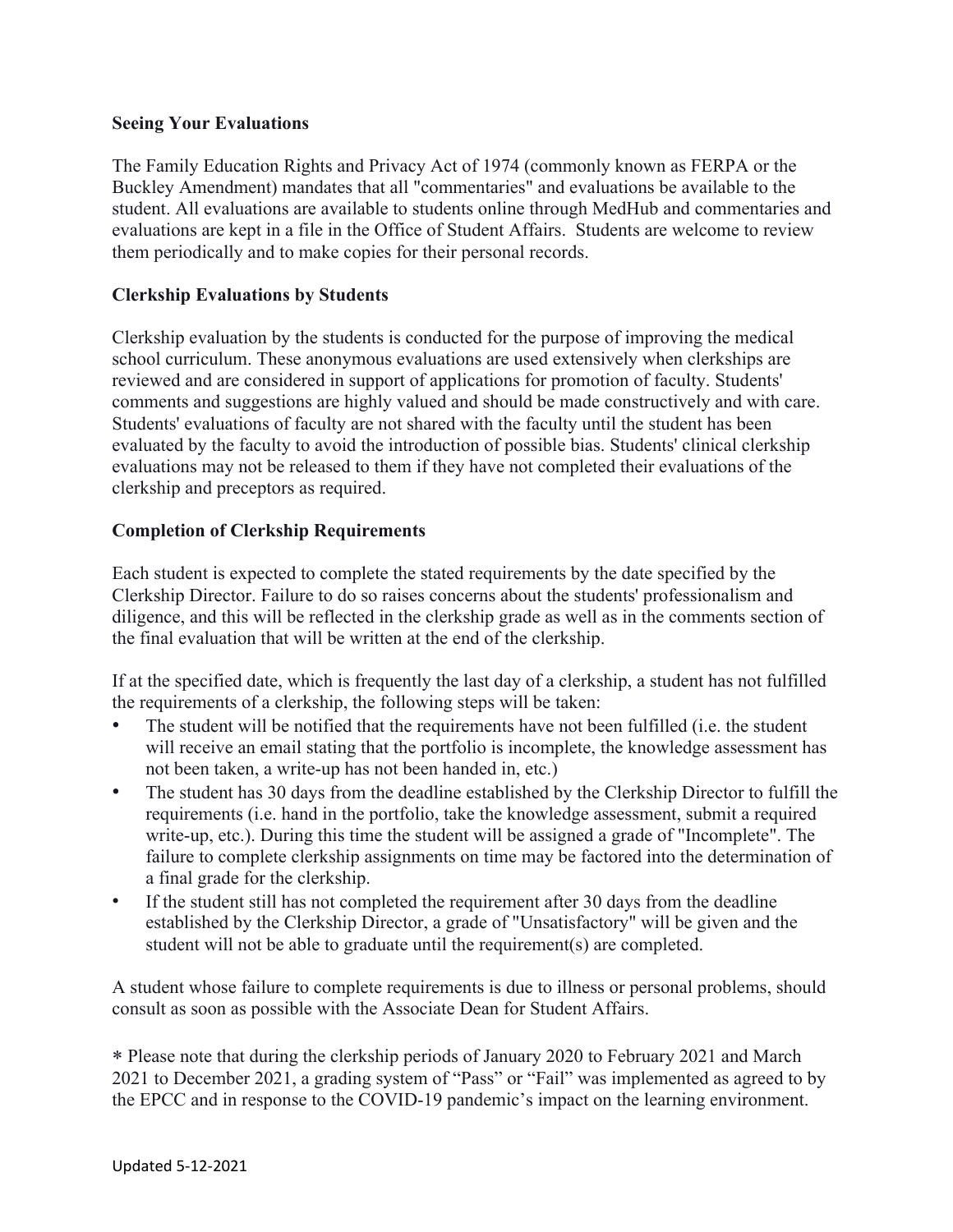**Seeing Your Evaluations**

The Family Education Rights and Privacy Act of 1974 (commonly known as FERPA or the Buckley Amendment) mandates that all "commentaries" and evaluations be available to the student. All evaluations are available to students online through MedHub and commentaries and evaluations are kept in a file in the Office of Student Affairs. Students are welcome to review them periodically and to make copies for their personal records.

**Clerkship Evaluations by Students**

Clerkship evaluation by the students is conducted for the purpose of improving the medical school curriculum. These anonymous evaluations are used extensively when clerkships are reviewed and are considered in support of applications for promotion of faculty. Students' comments and suggestions are highly valued and should be made constructively and with care. Students' evaluations of faculty are not shared with the faculty until the student has been evaluated by the faculty to avoid the introduction of possible bias. Students' clinical clerkship evaluations may not be released to them if they have not completed their evaluations of the clerkship and preceptors as required.

**Completion of Clerkship Requirements**

Each student is expected to complete the stated requirements by the date specified by the Clerkship Director. Failure to do so raises concerns about the students' professionalism and diligence, and this will be reflected in the clerkship grade as well as in the comments section of the final evaluation that will be written at the end of the clerkship.

If at the specified date, which is frequently the last day of a clerkship, a student has not fulfilled the requirements of a clerkship, the following steps will be taken:

- The student will be notified that the requirements have not been fulfilled (i.e. the student will receive an email stating that the portfolio is incomplete, the knowledge assessment has not been taken, a write-up has not been handed in, etc.)
- The student has 30 days from the deadline established by the Clerkship Director to fulfill the requirements (i.e. hand in the portfolio, take the knowledge assessment, submit a required write-up, etc.). During this time the student will be assigned a grade of "Incomplete". The failure to complete clerkship assignments on time may be factored into the determination of a final grade for the clerkship.
- If the student still has not completed the requirement after 30 days from the deadline established by the Clerkship Director, a grade of "Unsatisfactory" will be given and the student will not be able to graduate until the requirement(s) are completed.

A student whose failure to complete requirements is due to illness or personal problems, should consult as soon as possible with the Associate Dean for Student Affairs.

* Please note that during the clerkship periods of January 2020 to February 2021 and March 2021 to December 2021, a grading system of "Pass" or "Fail" was implemented as agreed to by the EPCC and in response to the COVID-19 pandemic's impact on the learning environment.

Updated 5-12-2021